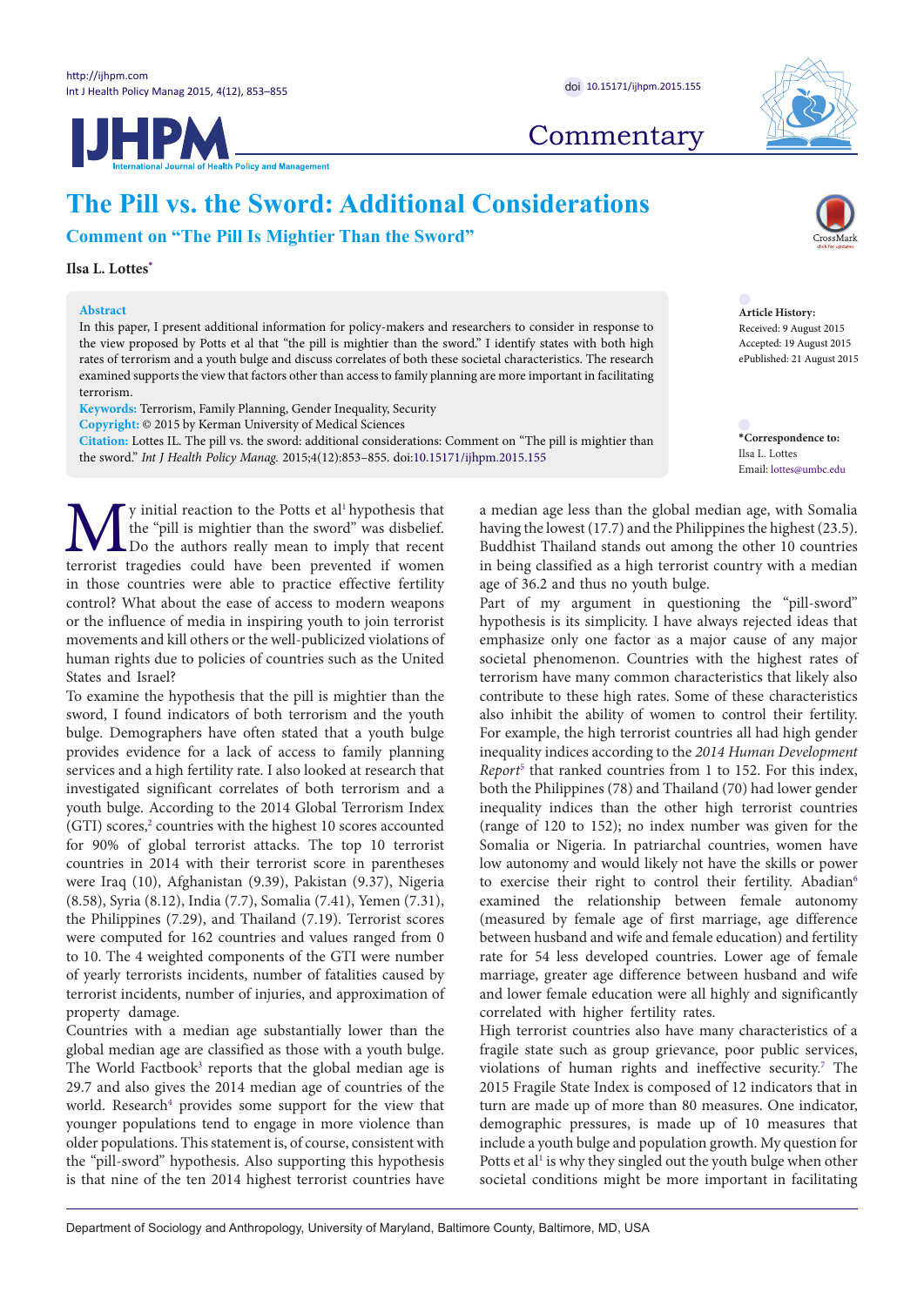Commentary

# The Pill vs. the Sword: Additional Considerations

## Comment on "The Pill Is Mightier Than the Sword"

**Ilsa L. Lottes***

**Abstract**

In this paper, I present additional information for policy-makers and researchers to consider in response to the view proposed by Potts et al that "the pill is mightier than the sword." I identify states with both high rates of terrorism and a youth bulge and discuss correlates of both these societal characteristics. The research examined supports the view that factors other than access to family planning are more important in facilitating terrorism.

**Keywords:** Terrorism, Family Planning, Gender Inequality, Security

**Copyright:** © 2015 by Kerman University of Medical Sciences

**Citation:** Lottes IL. The pill vs. the sword: additional considerations: Comment on "The pill is mightier than the sword." *Int J Health Policy Manag.* 2015;4(12):853–855. doi:10.15171/ijhpm.2015.155

**Article History:**
Received: 9 August 2015
Accepted: 19 August 2015
ePublished: 21 August 2015

***Correspondence to:**
Ilsa L. Lottes
Email: lottes@umbc.edu

My initial reaction to the Potts et al[1] hypothesis that the "pill is mightier than the sword" was disbelief. Do the authors really mean to imply that recent terrorist tragedies could have been prevented if women in those countries were able to practice effective fertility control? What about the ease of access to modern weapons or the influence of media in inspiring youth to join terrorist movements and kill others or the well-publicized violations of human rights due to policies of countries such as the United States and Israel?

To examine the hypothesis that the pill is mightier than the sword, I found indicators of both terrorism and the youth bulge. Demographers have often stated that a youth bulge provides evidence for a lack of access to family planning services and a high fertility rate. I also looked at research that investigated significant correlates of both terrorism and a youth bulge. According to the 2014 Global Terrorism Index (GTI) scores,[2] countries with the highest 10 scores accounted for 90% of global terrorist attacks. The top 10 terrorist countries in 2014 with their terrorist score in parentheses were Iraq (10), Afghanistan (9.39), Pakistan (9.37), Nigeria (8.58), Syria (8.12), India (7.7), Somalia (7.41), Yemen (7.31), the Philippines (7.29), and Thailand (7.19). Terrorist scores were computed for 162 countries and values ranged from 0 to 10. The 4 weighted components of the GTI were number of yearly terrorists incidents, number of fatalities caused by terrorist incidents, number of injuries, and approximation of property damage.

Countries with a median age substantially lower than the global median age are classified as those with a youth bulge. The World Factbook[3] reports that the global median age is 29.7 and also gives the 2014 median age of countries of the world. Research[4] provides some support for the view that younger populations tend to engage in more violence than older populations. This statement is, of course, consistent with the "pill-sword" hypothesis. Also supporting this hypothesis is that nine of the ten 2014 highest terrorist countries have a median age less than the global median age, with Somalia having the lowest (17.7) and the Philippines the highest (23.5). Buddhist Thailand stands out among the other 10 countries in being classified as a high terrorist country with a median age of 36.2 and thus no youth bulge.

Part of my argument in questioning the "pill-sword" hypothesis is its simplicity. I have always rejected ideas that emphasize only one factor as a major cause of any major societal phenomenon. Countries with the highest rates of terrorism have many common characteristics that likely also contribute to these high rates. Some of these characteristics also inhibit the ability of women to control their fertility. For example, the high terrorist countries all had high gender inequality indices according to the *2014 Human Development Report*[5] that ranked countries from 1 to 152. For this index, both the Philippines (78) and Thailand (70) had lower gender inequality indices than the other high terrorist countries (range of 120 to 152); no index number was given for the Somalia or Nigeria. In patriarchal countries, women have low autonomy and would likely not have the skills or power to exercise their right to control their fertility. Abadian[6] examined the relationship between female autonomy (measured by female age of first marriage, age difference between husband and wife and female education) and fertility rate for 54 less developed countries. Lower age of female marriage, greater age difference between husband and wife and lower female education were all highly and significantly correlated with higher fertility rates.

High terrorist countries also have many characteristics of a fragile state such as group grievance, poor public services, violations of human rights and ineffective security.[7] The 2015 Fragile State Index is composed of 12 indicators that in turn are made up of more than 80 measures. One indicator, demographic pressures, is made up of 10 measures that include a youth bulge and population growth. My question for Potts et al[1] is why they singled out the youth bulge when other societal conditions might be more important in facilitating

Department of Sociology and Anthropology, University of Maryland, Baltimore County, Baltimore, MD, USA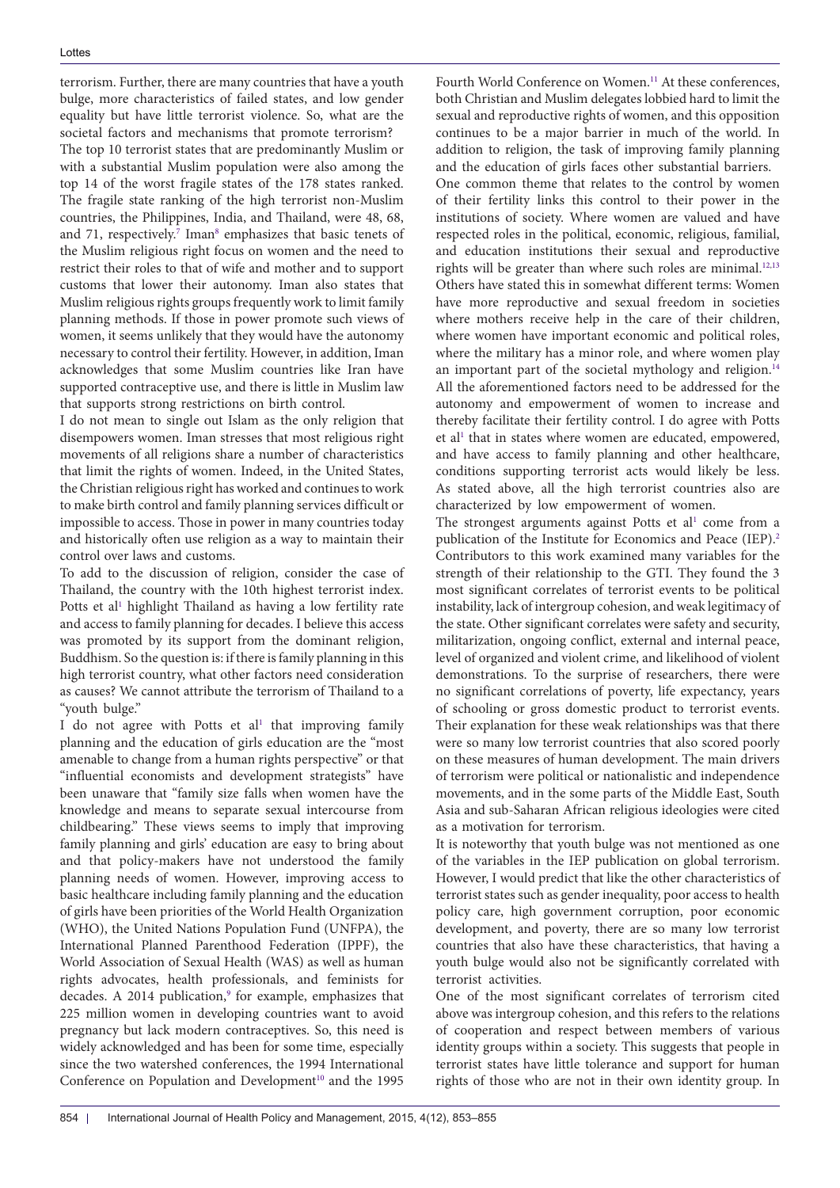terrorism. Further, there are many countries that have a youth bulge, more characteristics of failed states, and low gender equality but have little terrorist violence. So, what are the societal factors and mechanisms that promote terrorism?

The top 10 terrorist states that are predominantly Muslim or with a substantial Muslim population were also among the top 14 of the worst fragile states of the 178 states ranked. The fragile state ranking of the high terrorist non-Muslim countries, the Philippines, India, and Thailand, were 48, 68, and 71, respectively.[7] Iman[8] emphasizes that basic tenets of the Muslim religious right focus on women and the need to restrict their roles to that of wife and mother and to support customs that lower their autonomy. Iman also states that Muslim religious rights groups frequently work to limit family planning methods. If those in power promote such views of women, it seems unlikely that they would have the autonomy necessary to control their fertility. However, in addition, Iman acknowledges that some Muslim countries like Iran have supported contraceptive use, and there is little in Muslim law that supports strong restrictions on birth control.

I do not mean to single out Islam as the only religion that disempowers women. Iman stresses that most religious right movements of all religions share a number of characteristics that limit the rights of women. Indeed, in the United States, the Christian religious right has worked and continues to work to make birth control and family planning services difficult or impossible to access. Those in power in many countries today and historically often use religion as a way to maintain their control over laws and customs.

To add to the discussion of religion, consider the case of Thailand, the country with the 10th highest terrorist index. Potts et al[1] highlight Thailand as having a low fertility rate and access to family planning for decades. I believe this access was promoted by its support from the dominant religion, Buddhism. So the question is: if there is family planning in this high terrorist country, what other factors need consideration as causes? We cannot attribute the terrorism of Thailand to a "youth bulge."

I do not agree with Potts et al[1] that improving family planning and the education of girls education are the "most amenable to change from a human rights perspective" or that "influential economists and development strategists" have been unaware that "family size falls when women have the knowledge and means to separate sexual intercourse from childbearing." These views seems to imply that improving family planning and girls' education are easy to bring about and that policy-makers have not understood the family planning needs of women. However, improving access to basic healthcare including family planning and the education of girls have been priorities of the World Health Organization (WHO), the United Nations Population Fund (UNFPA), the International Planned Parenthood Federation (IPPF), the World Association of Sexual Health (WAS) as well as human rights advocates, health professionals, and feminists for decades. A 2014 publication,[9] for example, emphasizes that 225 million women in developing countries want to avoid pregnancy but lack modern contraceptives. So, this need is widely acknowledged and has been for some time, especially since the two watershed conferences, the 1994 International Conference on Population and Development[10] and the 1995 Fourth World Conference on Women.[11] At these conferences, both Christian and Muslim delegates lobbied hard to limit the sexual and reproductive rights of women, and this opposition continues to be a major barrier in much of the world. In addition to religion, the task of improving family planning and the education of girls faces other substantial barriers.

One common theme that relates to the control by women of their fertility links this control to their power in the institutions of society. Where women are valued and have respected roles in the political, economic, religious, familial, and education institutions their sexual and reproductive rights will be greater than where such roles are minimal.[12,13] Others have stated this in somewhat different terms: Women have more reproductive and sexual freedom in societies where mothers receive help in the care of their children, where women have important economic and political roles, where the military has a minor role, and where women play an important part of the societal mythology and religion.[14] All the aforementioned factors need to be addressed for the autonomy and empowerment of women to increase and thereby facilitate their fertility control. I do agree with Potts et al[1] that in states where women are educated, empowered, and have access to family planning and other healthcare, conditions supporting terrorist acts would likely be less. As stated above, all the high terrorist countries also are characterized by low empowerment of women.

The strongest arguments against Potts et al[1] come from a publication of the Institute for Economics and Peace (IEP).[2] Contributors to this work examined many variables for the strength of their relationship to the GTI. They found the 3 most significant correlates of terrorist events to be political instability, lack of intergroup cohesion, and weak legitimacy of the state. Other significant correlates were safety and security, militarization, ongoing conflict, external and internal peace, level of organized and violent crime, and likelihood of violent demonstrations. To the surprise of researchers, there were no significant correlations of poverty, life expectancy, years of schooling or gross domestic product to terrorist events. Their explanation for these weak relationships was that there were so many low terrorist countries that also scored poorly on these measures of human development. The main drivers of terrorism were political or nationalistic and independence movements, and in the some parts of the Middle East, South Asia and sub-Saharan African religious ideologies were cited as a motivation for terrorism.

It is noteworthy that youth bulge was not mentioned as one of the variables in the IEP publication on global terrorism. However, I would predict that like the other characteristics of terrorist states such as gender inequality, poor access to health policy care, high government corruption, poor economic development, and poverty, there are so many low terrorist countries that also have these characteristics, that having a youth bulge would also not be significantly correlated with terrorist activities.

One of the most significant correlates of terrorism cited above was intergroup cohesion, and this refers to the relations of cooperation and respect between members of various identity groups within a society. This suggests that people in terrorist states have little tolerance and support for human rights of those who are not in their own identity group. In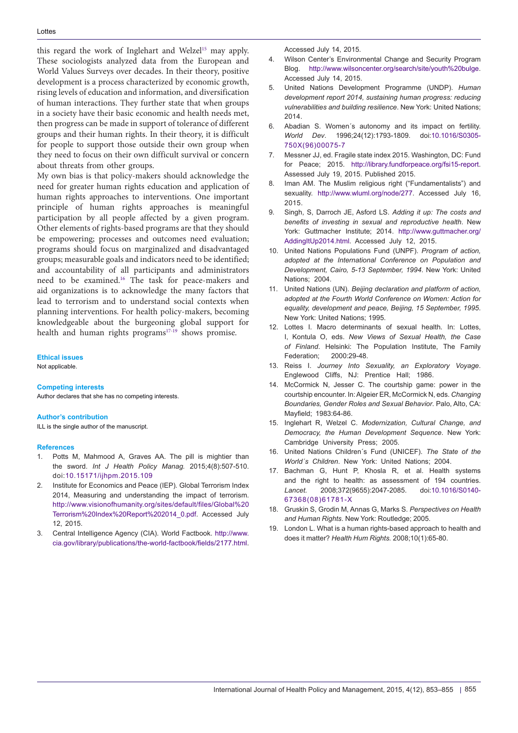this regard the work of Inglehart and Welzel[15] may apply. These sociologists analyzed data from the European and World Values Surveys over decades. In their theory, positive development is a process characterized by economic growth, rising levels of education and information, and diversification of human interactions. They further state that when groups in a society have their basic economic and health needs met, then progress can be made in support of tolerance of different groups and their human rights. In their theory, it is difficult for people to support those outside their own group when they need to focus on their own difficult survival or concern about threats from other groups.

My own bias is that policy-makers should acknowledge the need for greater human rights education and application of human rights approaches to interventions. One important principle of human rights approaches is meaningful participation by all people affected by a given program. Other elements of rights-based programs are that they should be empowering; processes and outcomes need evaluation; programs should focus on marginalized and disadvantaged groups; measurable goals and indicators need to be identified; and accountability of all participants and administrators need to be examined.[16] The task for peace-makers and aid organizations is to acknowledge the many factors that lead to terrorism and to understand social contexts when planning interventions. For health policy-makers, becoming knowledgeable about the burgeoning global support for health and human rights programs[17-19] shows promise.

### Ethical issues

Not applicable.

### Competing interests

Author declares that she has no competing interests.

### Author's contribution

ILL is the single author of the manuscript.

### References

1. Potts M, Mahmood A, Graves AA. The pill is mightier than the sword. *Int J Health Policy Manag.* 2015;4(8):507-510. doi:10.15171/ijhpm.2015.109
2. Institute for Economics and Peace (IEP). Global Terrorism Index 2014, Measuring and understanding the impact of terrorism. http://www.visionofhumanity.org/sites/default/files/Global%20Terrorism%20Index%20Report%202014_0.pdf. Accessed July 12, 2015.
3. Central Intelligence Agency (CIA). World Factbook. http://www.cia.gov/library/publications/the-world-factbook/fields/2177.html. Accessed July 14, 2015.
4. Wilson Center's Environmental Change and Security Program Blog. http://www.wilsoncenter.org/search/site/youth%20bulge. Accessed July 14, 2015.
5. United Nations Development Programme (UNDP). *Human development report 2014, sustaining human progress: reducing vulnerabilities and building resilience*. New York: United Nations; 2014.
6. Abadian S. Women´s autonomy and its impact on fertility. *World Dev*. 1996;24(12):1793-1809. doi:10.1016/S0305-750X(96)00075-7
7. Messner JJ, ed. Fragile state index 2015. Washington, DC: Fund for Peace; 2015. http://library.fundforpeace.org/fsi15-report. Assessed July 19, 2015. Published 2015.
8. Iman AM. The Muslim religious right ("Fundamentalists") and sexuality. http://www.wluml.org/node/277. Accessed July 16, 2015.
9. Singh, S, Darroch JE, Asford LS. *Adding it up: The costs and benefits of investing in sexual and reproductive health*. New York: Guttmacher Institute; 2014. http://www.guttmacher.org/AddingItUp2014.html. Accessed July 12, 2015.
10. United Nations Populations Fund (UNPF). *Program of action, adopted at the International Conference on Population and Development, Cairo, 5-13 September, 1994*. New York: United Nations; 2004.
11. United Nations (UN). *Beijing declaration and platform of action, adopted at the Fourth World Conference on Women: Action for equality, development and peace, Beijing, 15 September, 1995*. New York: United Nations; 1995.
12. Lottes I. Macro determinants of sexual health. In: Lottes, I, Kontula O, eds. *New Views of Sexual Health, the Case of Finland*. Helsinki: The Population Institute, The Family Federation; 2000:29-48.
13. Reiss I. *Journey Into Sexuality, an Exploratory Voyage*. Englewood Cliffs, NJ: Prentice Hall; 1986.
14. McCormick N, Jesser C. The courtship game: power in the courtship encounter. In: Algeier ER, McCormick N, eds. *Changing Boundaries, Gender Roles and Sexual Behavior*. Palo, Alto, CA: Mayfield; 1983:64-86.
15. Inglehart R, Welzel C. *Modernization, Cultural Change, and Democracy, the Human Development Sequence*. New York: Cambridge University Press; 2005.
16. United Nations Children´s Fund (UNICEF). *The State of the World´s Children*. New York: United Nations; 2004.
17. Bachman G, Hunt P, Khosla R, et al. Health systems and the right to health: as assessment of 194 countries. *Lancet.* 2008;372(9655):2047-2085. doi:10.1016/S0140-67368(08)61781-X
18. Gruskin S, Grodin M, Annas G, Marks S. *Perspectives on Health and Human Rights*. New York: Routledge; 2005.
19. London L. What is a human rights-based approach to health and does it matter? *Health Hum Rights.* 2008;10(1):65-80.